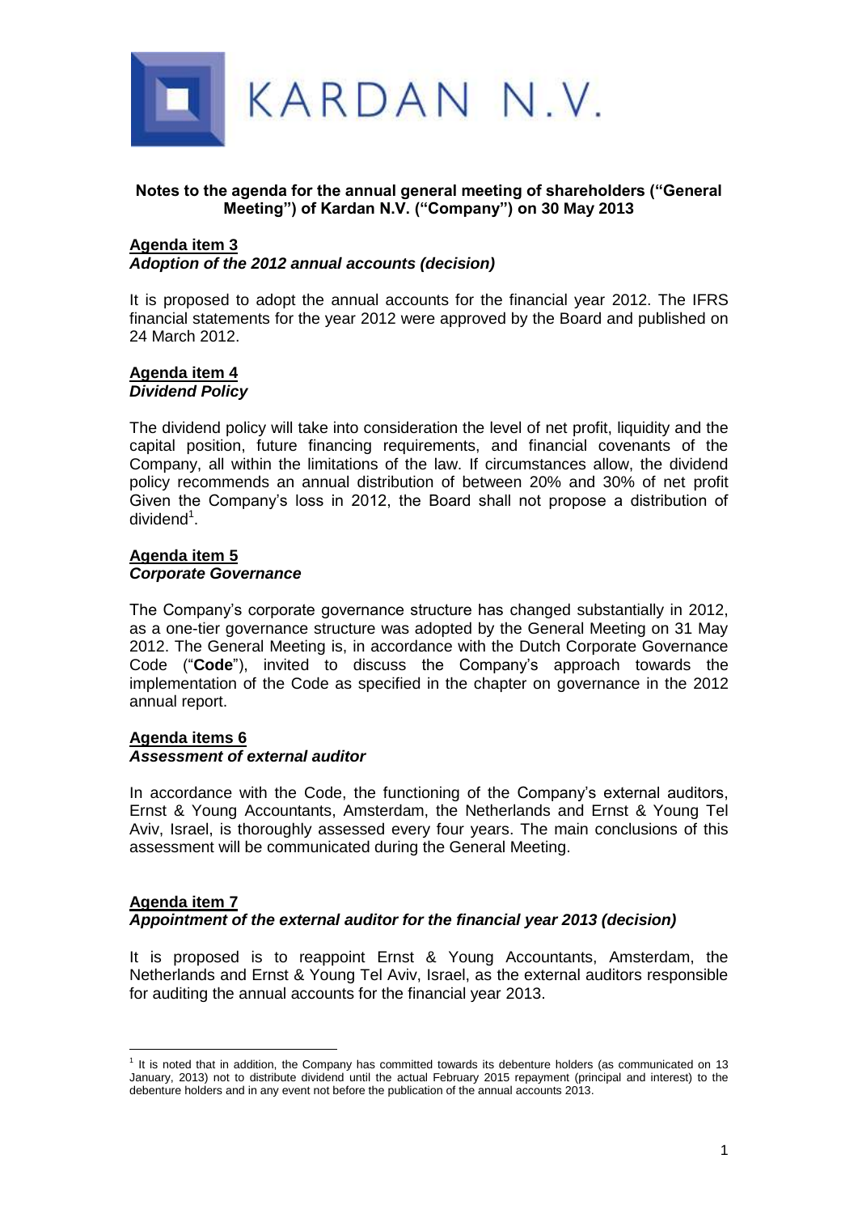KARDAN N.V.

**Notes to the agenda for the annual general meeting of shareholders ("General Meeting") of Kardan N.V. ("Company") on 30 May 2013**

**Agenda item 3**
***Adoption of the 2012 annual accounts (decision)***

It is proposed to adopt the annual accounts for the financial year 2012. The IFRS financial statements for the year 2012 were approved by the Board and published on 24 March 2012.

**Agenda item 4**
***Dividend Policy***

The dividend policy will take into consideration the level of net profit, liquidity and the capital position, future financing requirements, and financial covenants of the Company, all within the limitations of the law. If circumstances allow, the dividend policy recommends an annual distribution of between 20% and 30% of net profit Given the Company's loss in 2012, the Board shall not propose a distribution of dividend[1].

**Agenda item 5**
***Corporate Governance***

The Company's corporate governance structure has changed substantially in 2012, as a one-tier governance structure was adopted by the General Meeting on 31 May 2012. The General Meeting is, in accordance with the Dutch Corporate Governance Code ("**Code**"), invited to discuss the Company's approach towards the implementation of the Code as specified in the chapter on governance in the 2012 annual report.

**Agenda items 6**
***Assessment of external auditor***

In accordance with the Code, the functioning of the Company's external auditors, Ernst & Young Accountants, Amsterdam, the Netherlands and Ernst & Young Tel Aviv, Israel, is thoroughly assessed every four years. The main conclusions of this assessment will be communicated during the General Meeting.

**Agenda item 7**
***Appointment of the external auditor for the financial year 2013 (decision)***

It is proposed is to reappoint Ernst & Young Accountants, Amsterdam, the Netherlands and Ernst & Young Tel Aviv, Israel, as the external auditors responsible for auditing the annual accounts for the financial year 2013.

---

[1] It is noted that in addition, the Company has committed towards its debenture holders (as communicated on 13 January, 2013) not to distribute dividend until the actual February 2015 repayment (principal and interest) to the debenture holders and in any event not before the publication of the annual accounts 2013.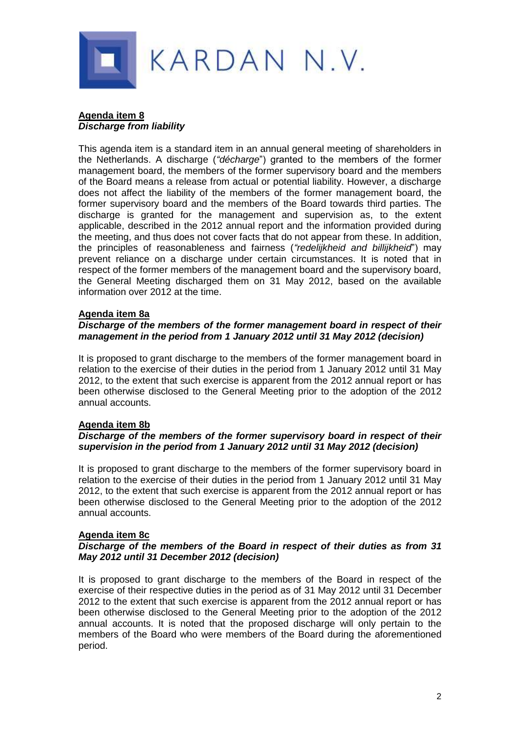KARDAN N.V.

**Agenda item 8**
***Discharge from liability***

This agenda item is a standard item in an annual general meeting of shareholders in the Netherlands. A discharge (*"décharge*") granted to the members of the former management board, the members of the former supervisory board and the members of the Board means a release from actual or potential liability. However, a discharge does not affect the liability of the members of the former management board, the former supervisory board and the members of the Board towards third parties. The discharge is granted for the management and supervision as, to the extent applicable, described in the 2012 annual report and the information provided during the meeting, and thus does not cover facts that do not appear from these. In addition, the principles of reasonableness and fairness (*"redelijkheid and billijkheid*") may prevent reliance on a discharge under certain circumstances. It is noted that in respect of the former members of the management board and the supervisory board, the General Meeting discharged them on 31 May 2012, based on the available information over 2012 at the time.

**Agenda item 8a**
***Discharge of the members of the former management board in respect of their management in the period from 1 January 2012 until 31 May 2012 (decision)***

It is proposed to grant discharge to the members of the former management board in relation to the exercise of their duties in the period from 1 January 2012 until 31 May 2012, to the extent that such exercise is apparent from the 2012 annual report or has been otherwise disclosed to the General Meeting prior to the adoption of the 2012 annual accounts.

**Agenda item 8b**
***Discharge of the members of the former supervisory board in respect of their supervision in the period from 1 January 2012 until 31 May 2012 (decision)***

It is proposed to grant discharge to the members of the former supervisory board in relation to the exercise of their duties in the period from 1 January 2012 until 31 May 2012, to the extent that such exercise is apparent from the 2012 annual report or has been otherwise disclosed to the General Meeting prior to the adoption of the 2012 annual accounts.

**Agenda item 8c**
***Discharge of the members of the Board in respect of their duties as from 31 May 2012 until 31 December 2012 (decision)***

It is proposed to grant discharge to the members of the Board in respect of the exercise of their respective duties in the period as of 31 May 2012 until 31 December 2012 to the extent that such exercise is apparent from the 2012 annual report or has been otherwise disclosed to the General Meeting prior to the adoption of the 2012 annual accounts. It is noted that the proposed discharge will only pertain to the members of the Board who were members of the Board during the aforementioned period.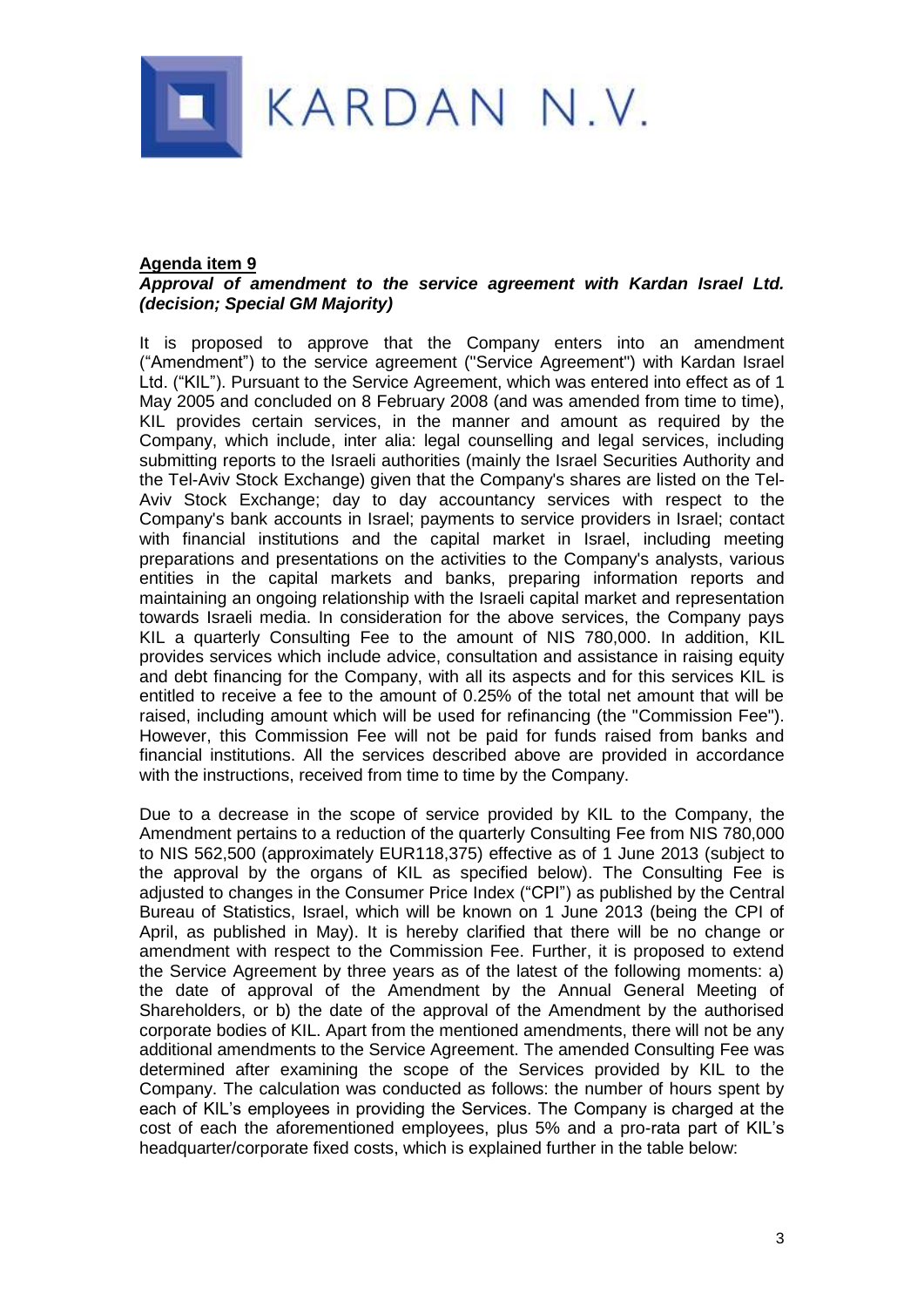**Agenda item 9**

***Approval of amendment to the service agreement with Kardan Israel Ltd. (decision; Special GM Majority)***

It is proposed to approve that the Company enters into an amendment ("Amendment") to the service agreement ("Service Agreement") with Kardan Israel Ltd. ("KIL"). Pursuant to the Service Agreement, which was entered into effect as of 1 May 2005 and concluded on 8 February 2008 (and was amended from time to time), KIL provides certain services, in the manner and amount as required by the Company, which include, inter alia: legal counselling and legal services, including submitting reports to the Israeli authorities (mainly the Israel Securities Authority and the Tel-Aviv Stock Exchange) given that the Company's shares are listed on the Tel-Aviv Stock Exchange; day to day accountancy services with respect to the Company's bank accounts in Israel; payments to service providers in Israel; contact with financial institutions and the capital market in Israel, including meeting preparations and presentations on the activities to the Company's analysts, various entities in the capital markets and banks, preparing information reports and maintaining an ongoing relationship with the Israeli capital market and representation towards Israeli media. In consideration for the above services, the Company pays KIL a quarterly Consulting Fee to the amount of NIS 780,000. In addition, KIL provides services which include advice, consultation and assistance in raising equity and debt financing for the Company, with all its aspects and for this services KIL is entitled to receive a fee to the amount of 0.25% of the total net amount that will be raised, including amount which will be used for refinancing (the "Commission Fee"). However, this Commission Fee will not be paid for funds raised from banks and financial institutions. All the services described above are provided in accordance with the instructions, received from time to time by the Company.

Due to a decrease in the scope of service provided by KIL to the Company, the Amendment pertains to a reduction of the quarterly Consulting Fee from NIS 780,000 to NIS 562,500 (approximately EUR118,375) effective as of 1 June 2013 (subject to the approval by the organs of KIL as specified below). The Consulting Fee is adjusted to changes in the Consumer Price Index ("CPI") as published by the Central Bureau of Statistics, Israel, which will be known on 1 June 2013 (being the CPI of April, as published in May). It is hereby clarified that there will be no change or amendment with respect to the Commission Fee. Further, it is proposed to extend the Service Agreement by three years as of the latest of the following moments: a) the date of approval of the Amendment by the Annual General Meeting of Shareholders, or b) the date of the approval of the Amendment by the authorised corporate bodies of KIL. Apart from the mentioned amendments, there will not be any additional amendments to the Service Agreement. The amended Consulting Fee was determined after examining the scope of the Services provided by KIL to the Company. The calculation was conducted as follows: the number of hours spent by each of KIL's employees in providing the Services. The Company is charged at the cost of each the aforementioned employees, plus 5% and a pro-rata part of KIL's headquarter/corporate fixed costs, which is explained further in the table below: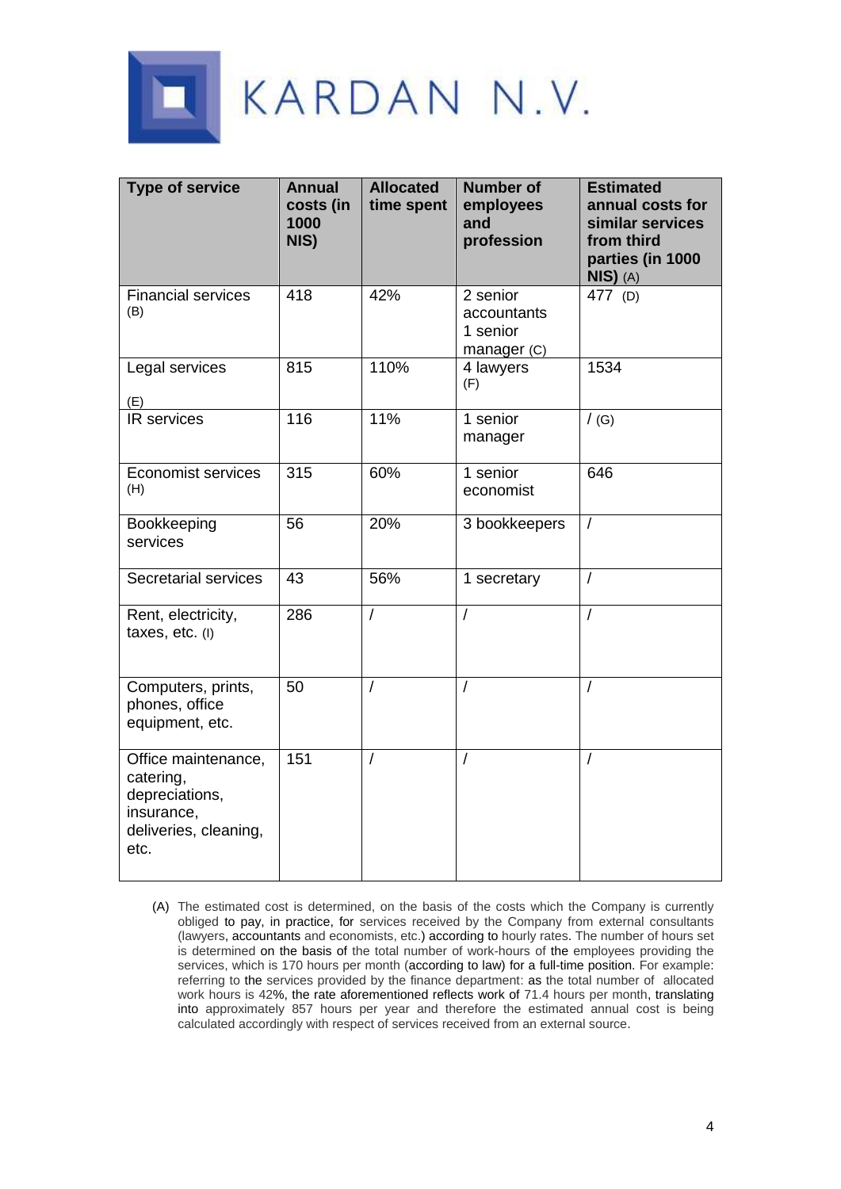# KARDAN N.V.

| Type of service | Annual costs (in 1000 NIS) | Allocated time spent | Number of employees and profession | Estimated annual costs for similar services from third parties (in 1000 NIS) (A) |
|---|---|---|---|---|
| Financial services (B) | 418 | 42% | 2 senior accountants 1 senior manager (C) | 477 (D) |
| Legal services (E) | 815 | 110% | 4 lawyers (F) | 1534 |
| IR services | 116 | 11% | 1 senior manager | / (G) |
| Economist services (H) | 315 | 60% | 1 senior economist | 646 |
| Bookkeeping services | 56 | 20% | 3 bookkeepers | / |
| Secretarial services | 43 | 56% | 1 secretary | / |
| Rent, electricity, taxes, etc. (I) | 286 | / | / | / |
| Computers, prints, phones, office equipment, etc. | 50 | / | / | / |
| Office maintenance, catering, depreciations, insurance, deliveries, cleaning, etc. | 151 | / | / | / |

(A) The estimated cost is determined, on the basis of the costs which the Company is currently obliged to pay, in practice, for services received by the Company from external consultants (lawyers, accountants and economists, etc.) according to hourly rates. The number of hours set is determined on the basis of the total number of work-hours of the employees providing the services, which is 170 hours per month (according to law) for a full-time position. For example: referring to the services provided by the finance department: as the total number of allocated work hours is 42%, the rate aforementioned reflects work of 71.4 hours per month, translating into approximately 857 hours per year and therefore the estimated annual cost is being calculated accordingly with respect of services received from an external source.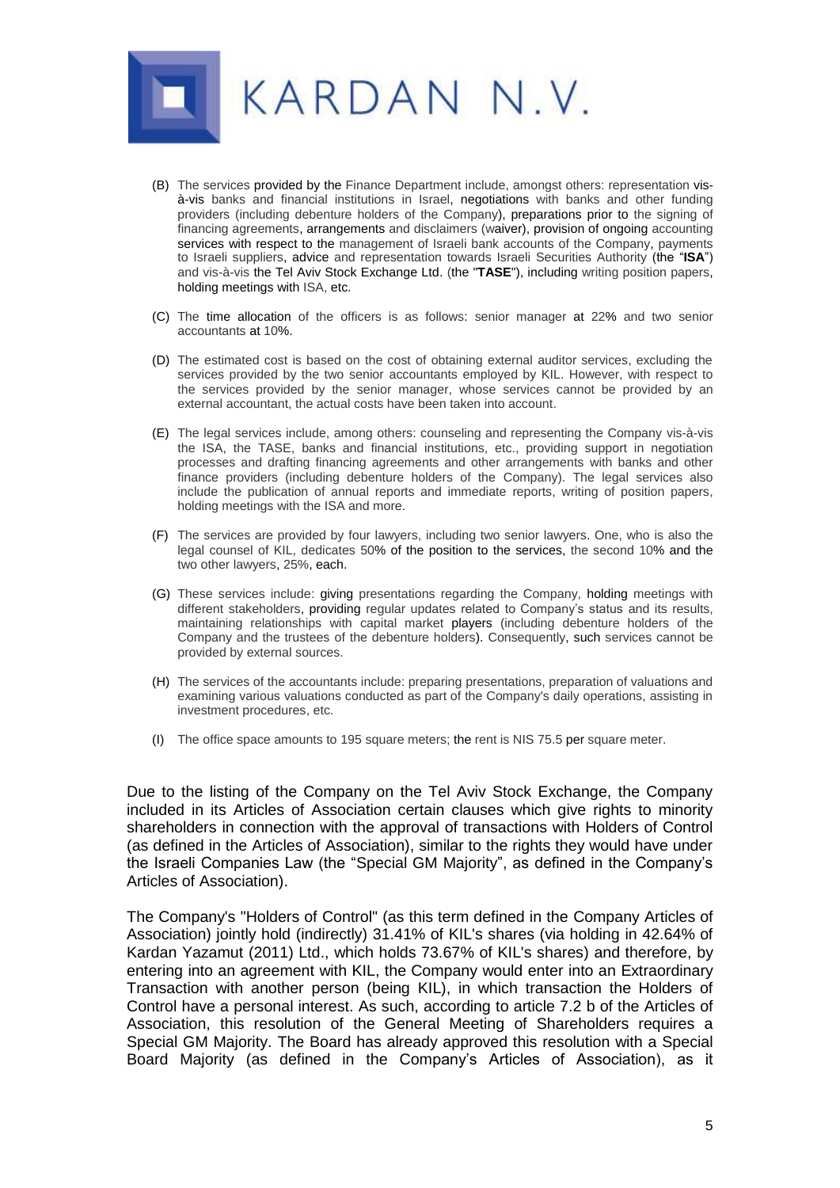(B) The services provided by the Finance Department include, amongst others: representation vis-à-vis banks and financial institutions in Israel, negotiations with banks and other funding providers (including debenture holders of the Company), preparations prior to the signing of financing agreements, arrangements and disclaimers (waiver), provision of ongoing accounting services with respect to the management of Israeli bank accounts of the Company, payments to Israeli suppliers, advice and representation towards Israeli Securities Authority (the "**ISA**") and vis-à-vis the Tel Aviv Stock Exchange Ltd. (the "**TASE**"), including writing position papers, holding meetings with ISA, etc.

(C) The time allocation of the officers is as follows: senior manager at 22% and two senior accountants at 10%.

(D) The estimated cost is based on the cost of obtaining external auditor services, excluding the services provided by the two senior accountants employed by KIL. However, with respect to the services provided by the senior manager, whose services cannot be provided by an external accountant, the actual costs have been taken into account.

(E) The legal services include, among others: counseling and representing the Company vis-à-vis the ISA, the TASE, banks and financial institutions, etc., providing support in negotiation processes and drafting financing agreements and other arrangements with banks and other finance providers (including debenture holders of the Company). The legal services also include the publication of annual reports and immediate reports, writing of position papers, holding meetings with the ISA and more.

(F) The services are provided by four lawyers, including two senior lawyers. One, who is also the legal counsel of KIL, dedicates 50% of the position to the services, the second 10% and the two other lawyers, 25%, each.

(G) These services include: giving presentations regarding the Company, holding meetings with different stakeholders, providing regular updates related to Company's status and its results, maintaining relationships with capital market players (including debenture holders of the Company and the trustees of the debenture holders). Consequently, such services cannot be provided by external sources.

(H) The services of the accountants include: preparing presentations, preparation of valuations and examining various valuations conducted as part of the Company's daily operations, assisting in investment procedures, etc.

(I) The office space amounts to 195 square meters; the rent is NIS 75.5 per square meter.

Due to the listing of the Company on the Tel Aviv Stock Exchange, the Company included in its Articles of Association certain clauses which give rights to minority shareholders in connection with the approval of transactions with Holders of Control (as defined in the Articles of Association), similar to the rights they would have under the Israeli Companies Law (the "Special GM Majority", as defined in the Company's Articles of Association).

The Company's "Holders of Control" (as this term defined in the Company Articles of Association) jointly hold (indirectly) 31.41% of KIL's shares (via holding in 42.64% of Kardan Yazamut (2011) Ltd., which holds 73.67% of KIL's shares) and therefore, by entering into an agreement with KIL, the Company would enter into an Extraordinary Transaction with another person (being KIL), in which transaction the Holders of Control have a personal interest. As such, according to article 7.2 b of the Articles of Association, this resolution of the General Meeting of Shareholders requires a Special GM Majority. The Board has already approved this resolution with a Special Board Majority (as defined in the Company's Articles of Association), as it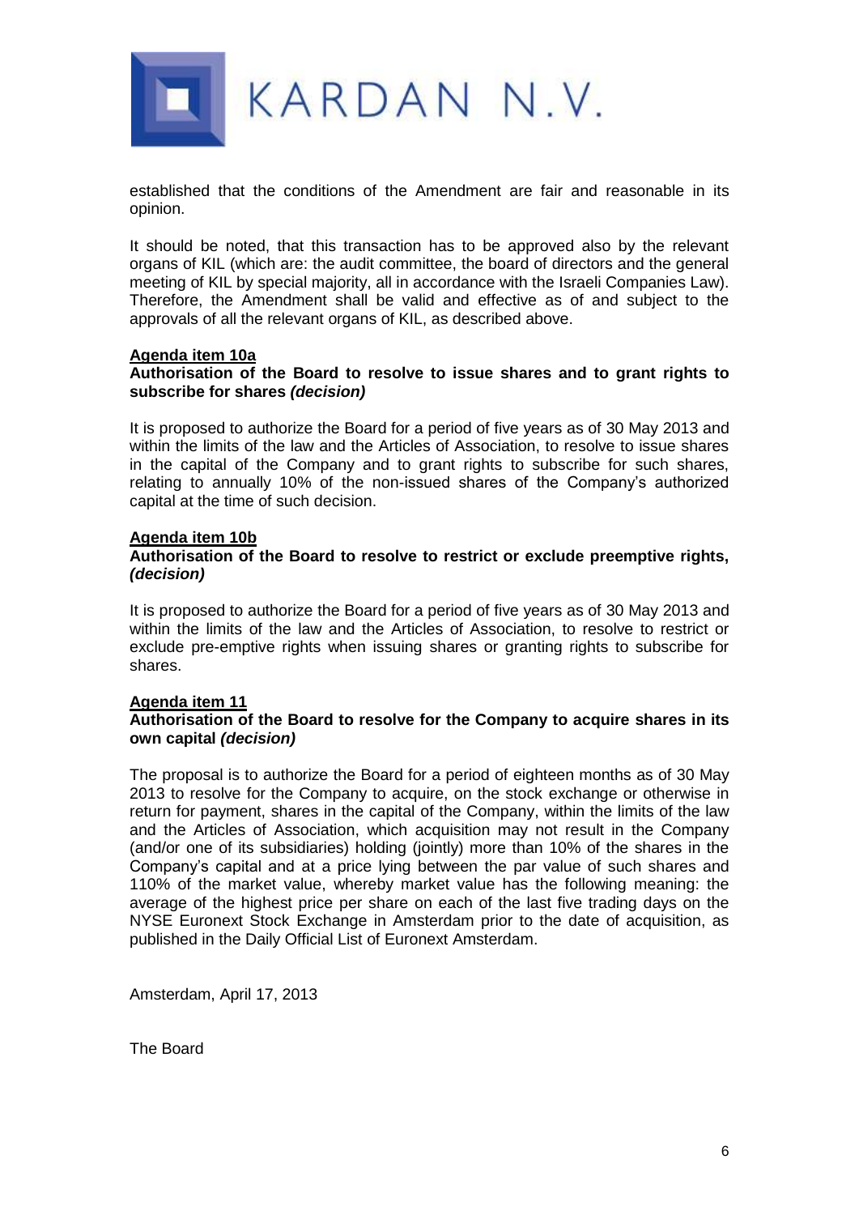established that the conditions of the Amendment are fair and reasonable in its opinion.

It should be noted, that this transaction has to be approved also by the relevant organs of KIL (which are: the audit committee, the board of directors and the general meeting of KIL by special majority, all in accordance with the Israeli Companies Law). Therefore, the Amendment shall be valid and effective as of and subject to the approvals of all the relevant organs of KIL, as described above.

**Agenda item 10a**

**Authorisation of the Board to resolve to issue shares and to grant rights to subscribe for shares *(decision)***

It is proposed to authorize the Board for a period of five years as of 30 May 2013 and within the limits of the law and the Articles of Association, to resolve to issue shares in the capital of the Company and to grant rights to subscribe for such shares, relating to annually 10% of the non-issued shares of the Company's authorized capital at the time of such decision.

**Agenda item 10b**

**Authorisation of the Board to resolve to restrict or exclude preemptive rights, *(decision)***

It is proposed to authorize the Board for a period of five years as of 30 May 2013 and within the limits of the law and the Articles of Association, to resolve to restrict or exclude pre-emptive rights when issuing shares or granting rights to subscribe for shares.

**Agenda item 11**

**Authorisation of the Board to resolve for the Company to acquire shares in its own capital *(decision)***

The proposal is to authorize the Board for a period of eighteen months as of 30 May 2013 to resolve for the Company to acquire, on the stock exchange or otherwise in return for payment, shares in the capital of the Company, within the limits of the law and the Articles of Association, which acquisition may not result in the Company (and/or one of its subsidiaries) holding (jointly) more than 10% of the shares in the Company's capital and at a price lying between the par value of such shares and 110% of the market value, whereby market value has the following meaning: the average of the highest price per share on each of the last five trading days on the NYSE Euronext Stock Exchange in Amsterdam prior to the date of acquisition, as published in the Daily Official List of Euronext Amsterdam.

Amsterdam, April 17, 2013

The Board